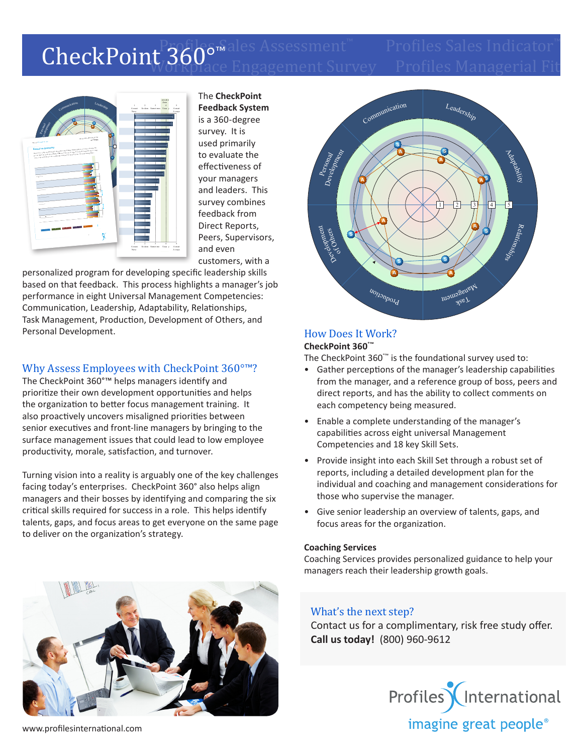# CheckPoint 360°™

The **CheckPoint Feedback System** is a 360-degree survey. It is used primarily to evaluate the effectiveness of your managers and leaders. This survey combines feedback from Direct Reports, Peers, Supervisors, and even customers, with a personalized program for developing specific leadership skills based on that feedback. This process highlights a manager's job performance in eight Universal Management Competencies: Communication, Leadership, Adaptability, Relationships, Task Management, Production, Development of Others, and Personal Development.

## Why Assess Employees with CheckPoint 360°™?

The CheckPoint 360°™ helps managers identify and prioritize their own development opportunities and helps the organization to better focus management training. It also proactively uncovers misaligned priorities between senior executives and front-line managers by bringing to the surface management issues that could lead to low employee productivity, morale, satisfaction, and turnover.

Turning vision into a reality is arguably one of the key challenges facing today's enterprises. CheckPoint 360° also helps align managers and their bosses by identifying and comparing the six critical skills required for success in a role. This helps identify talents, gaps, and focus areas to get everyone on the same page to deliver on the organization's strategy.

## How Does It Work?

**CheckPoint 360°™**

The CheckPoint 360°™ is the foundational survey used to:

- Gather perceptions of the manager's leadership capabilities from the manager, and a reference group of boss, peers and direct reports, and has the ability to collect comments on each competency being measured.
- Enable a complete understanding of the manager's capabilities across eight universal Management Competencies and 18 key Skill Sets.
- Provide insight into each Skill Set through a robust set of reports, including a detailed development plan for the individual and coaching and management considerations for those who supervise the manager.
- Give senior leadership an overview of talents, gaps, and focus areas for the organization.

**Coaching Services**

Coaching Services provides personalized guidance to help your managers reach their leadership growth goals.

## What's the next step?

Contact us for a complimentary, risk free study offer.
**Call us today!** (800) 960-9612

Profiles International
imagine great people®

www.profilesinternational.com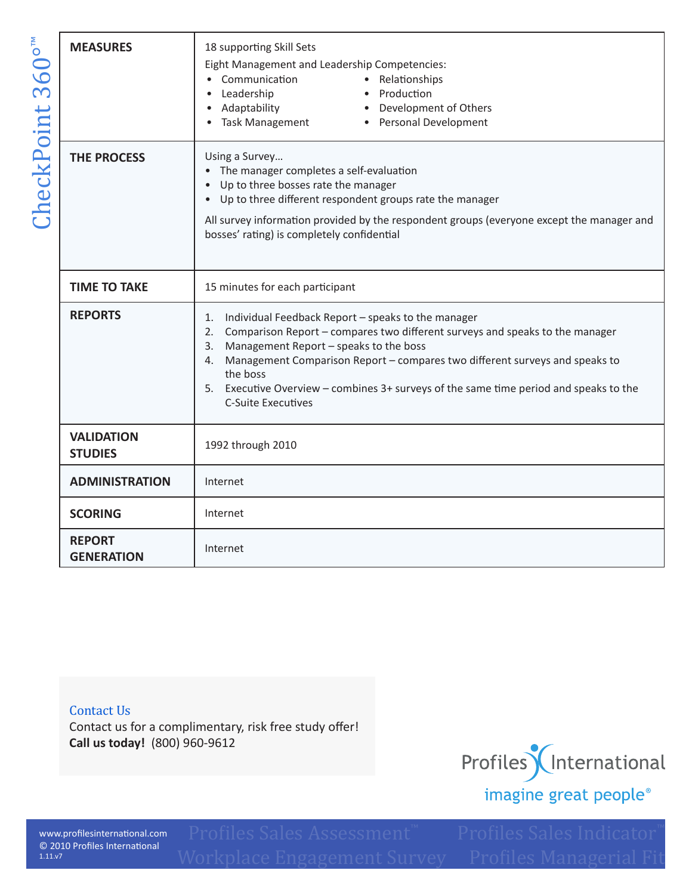# CheckPoint 360°™

| | |
|---|---|
| **MEASURES** | 18 supporting Skill Sets<br>Eight Management and Leadership Competencies:<br>• Communication<br>• Leadership<br>• Adaptability<br>• Task Management<br>• Relationships<br>• Production<br>• Development of Others<br>• Personal Development |
| **THE PROCESS** | Using a Survey…<br>• The manager completes a self-evaluation<br>• Up to three bosses rate the manager<br>• Up to three different respondent groups rate the manager<br>All survey information provided by the respondent groups (everyone except the manager and bosses' rating) is completely confidential |
| **TIME TO TAKE** | 15 minutes for each participant |
| **REPORTS** | 1. Individual Feedback Report – speaks to the manager<br>2. Comparison Report – compares two different surveys and speaks to the manager<br>3. Management Report – speaks to the boss<br>4. Management Comparison Report – compares two different surveys and speaks to the boss<br>5. Executive Overview – combines 3+ surveys of the same time period and speaks to the C-Suite Executives |
| **VALIDATION STUDIES** | 1992 through 2010 |
| **ADMINISTRATION** | Internet |
| **SCORING** | Internet |
| **REPORT GENERATION** | Internet |

Contact Us

Contact us for a complimentary, risk free study offer!

**Call us today!** (800) 960-9612

Profiles International
imagine great people®

www.profilesinternational.com
© 2010 Profiles International
1.11.v7

Profiles Sales Assessment™ Profiles Sales Indicator™ Workplace Engagement Survey Profiles Managerial Fit